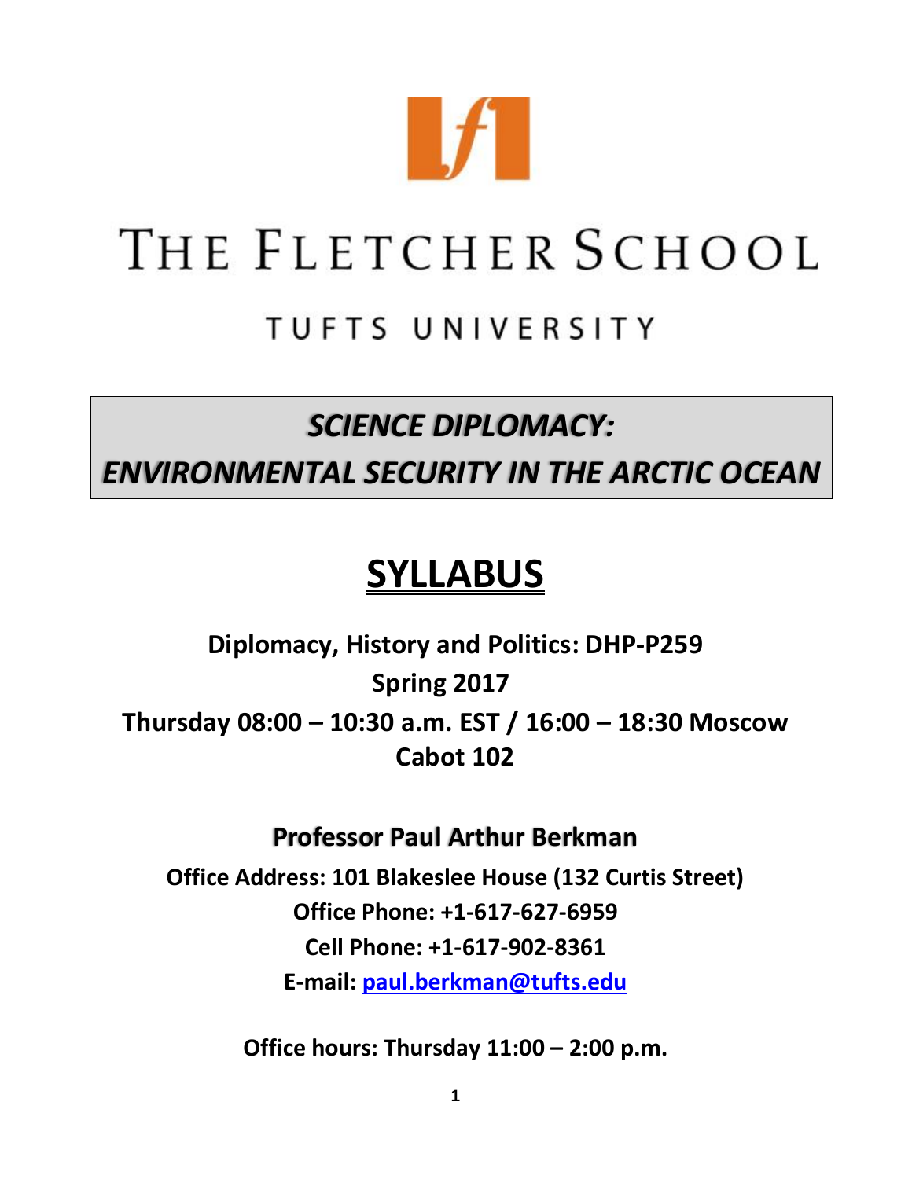# THE FLETCHER SCHOOL

## TUFTS UNIVERSITY

***SCIENCE DIPLOMACY:***
***ENVIRONMENTAL SECURITY IN THE ARCTIC OCEAN***

# SYLLABUS

**Diplomacy, History and Politics: DHP-P259**

**Spring 2017**

**Thursday 08:00 – 10:30 a.m. EST / 16:00 – 18:30 Moscow**

**Cabot 102**

**Professor Paul Arthur Berkman**

**Office Address: 101 Blakeslee House (132 Curtis Street)**

**Office Phone: +1-617-627-6959**

**Cell Phone: +1-617-902-8361**

**E-mail: paul.berkman@tufts.edu**

**Office hours: Thursday 11:00 – 2:00 p.m.**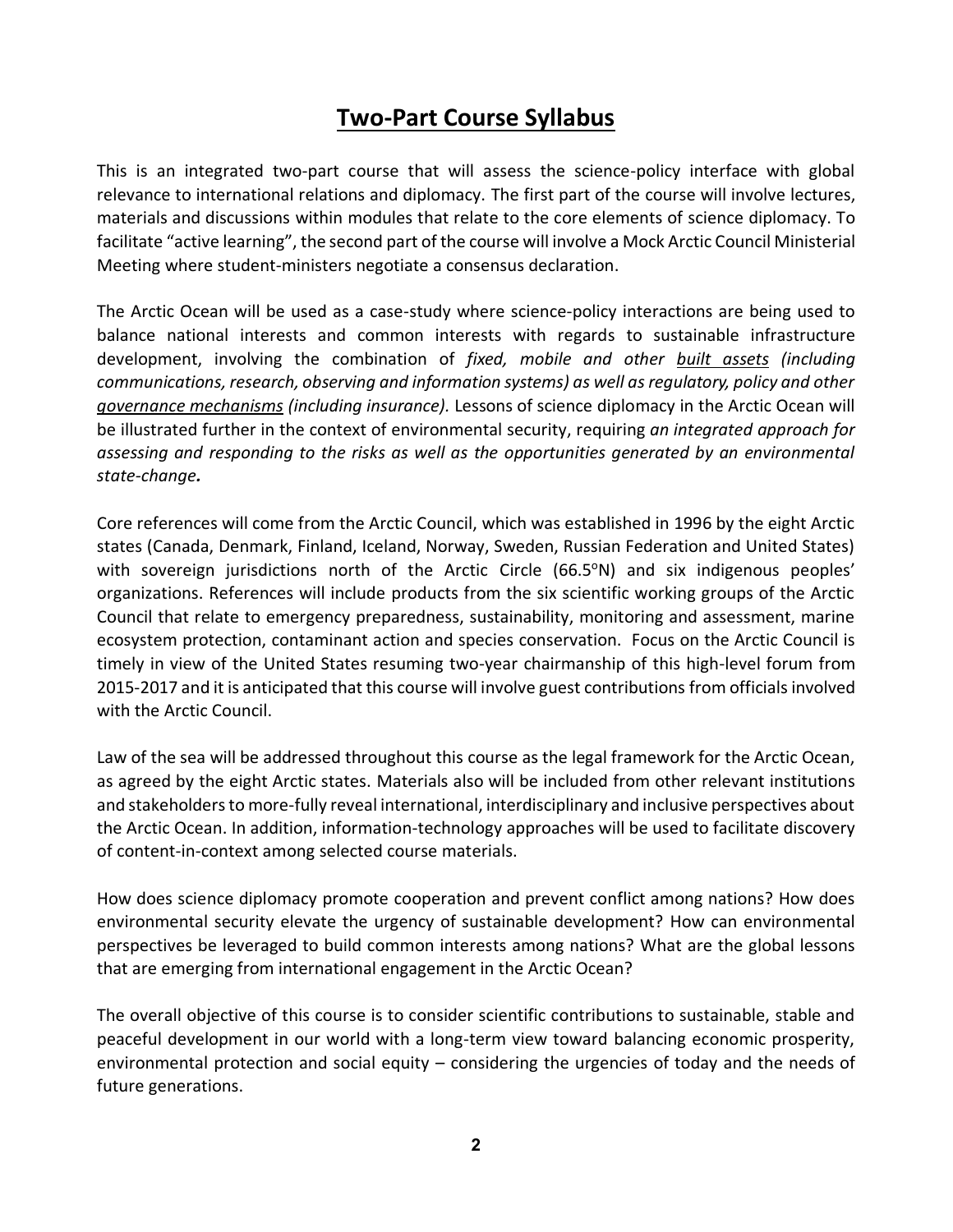# **Two-Part Course Syllabus**

This is an integrated two-part course that will assess the science-policy interface with global relevance to international relations and diplomacy. The first part of the course will involve lectures, materials and discussions within modules that relate to the core elements of science diplomacy. To facilitate "active learning", the second part of the course will involve a Mock Arctic Council Ministerial Meeting where student-ministers negotiate a consensus declaration.

The Arctic Ocean will be used as a case-study where science-policy interactions are being used to balance national interests and common interests with regards to sustainable infrastructure development, involving the combination of *fixed, mobile and other <u>built assets</u> (including communications, research, observing and information systems) as well as regulatory, policy and other <u>governance mechanisms</u> (including insurance).* Lessons of science diplomacy in the Arctic Ocean will be illustrated further in the context of environmental security, requiring *an integrated approach for assessing and responding to the risks as well as the opportunities generated by an environmental state-change.*

Core references will come from the Arctic Council, which was established in 1996 by the eight Arctic states (Canada, Denmark, Finland, Iceland, Norway, Sweden, Russian Federation and United States) with sovereign jurisdictions north of the Arctic Circle (66.5°N) and six indigenous peoples' organizations. References will include products from the six scientific working groups of the Arctic Council that relate to emergency preparedness, sustainability, monitoring and assessment, marine ecosystem protection, contaminant action and species conservation. Focus on the Arctic Council is timely in view of the United States resuming two-year chairmanship of this high-level forum from 2015-2017 and it is anticipated that this course will involve guest contributions from officials involved with the Arctic Council.

Law of the sea will be addressed throughout this course as the legal framework for the Arctic Ocean, as agreed by the eight Arctic states. Materials also will be included from other relevant institutions and stakeholders to more-fully reveal international, interdisciplinary and inclusive perspectives about the Arctic Ocean. In addition, information-technology approaches will be used to facilitate discovery of content-in-context among selected course materials.

How does science diplomacy promote cooperation and prevent conflict among nations? How does environmental security elevate the urgency of sustainable development? How can environmental perspectives be leveraged to build common interests among nations? What are the global lessons that are emerging from international engagement in the Arctic Ocean?

The overall objective of this course is to consider scientific contributions to sustainable, stable and peaceful development in our world with a long-term view toward balancing economic prosperity, environmental protection and social equity – considering the urgencies of today and the needs of future generations.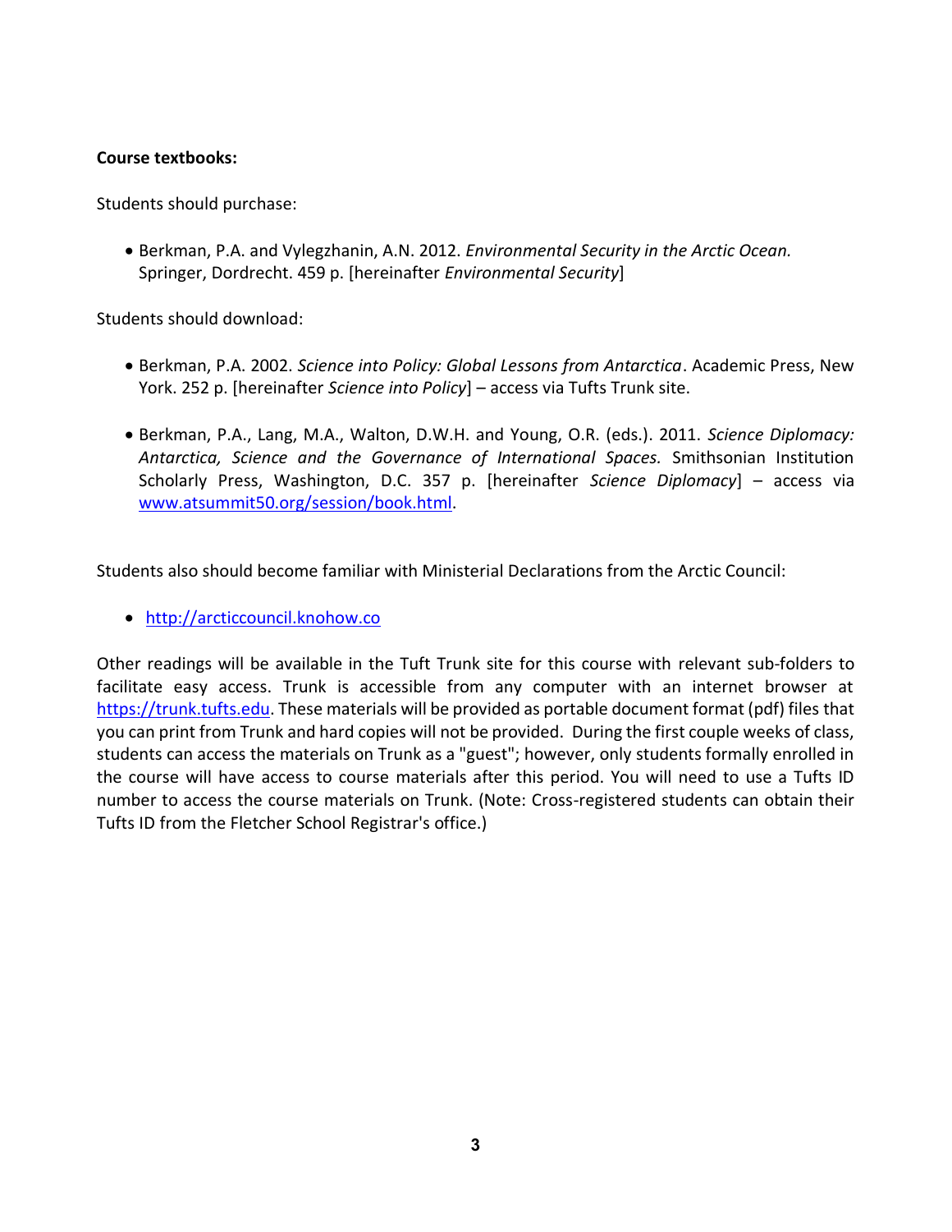**Course textbooks:**

Students should purchase:

- Berkman, P.A. and Vylegzhanin, A.N. 2012. *Environmental Security in the Arctic Ocean.* Springer, Dordrecht. 459 p. [hereinafter *Environmental Security*]

Students should download:

- Berkman, P.A. 2002. *Science into Policy: Global Lessons from Antarctica*. Academic Press, New York. 252 p. [hereinafter *Science into Policy*] – access via Tufts Trunk site.

- Berkman, P.A., Lang, M.A., Walton, D.W.H. and Young, O.R. (eds.). 2011. *Science Diplomacy: Antarctica, Science and the Governance of International Spaces.* Smithsonian Institution Scholarly Press, Washington, D.C. 357 p. [hereinafter *Science Diplomacy*] – access via [www.atsummit50.org/session/book.html](www.atsummit50.org/session/book.html).

Students also should become familiar with Ministerial Declarations from the Arctic Council:

- [http://arcticcouncil.knohow.co](http://arcticcouncil.knohow.co)

Other readings will be available in the Tuft Trunk site for this course with relevant sub-folders to facilitate easy access. Trunk is accessible from any computer with an internet browser at [https://trunk.tufts.edu](https://trunk.tufts.edu). These materials will be provided as portable document format (pdf) files that you can print from Trunk and hard copies will not be provided. During the first couple weeks of class, students can access the materials on Trunk as a "guest"; however, only students formally enrolled in the course will have access to course materials after this period. You will need to use a Tufts ID number to access the course materials on Trunk. (Note: Cross-registered students can obtain their Tufts ID from the Fletcher School Registrar's office.)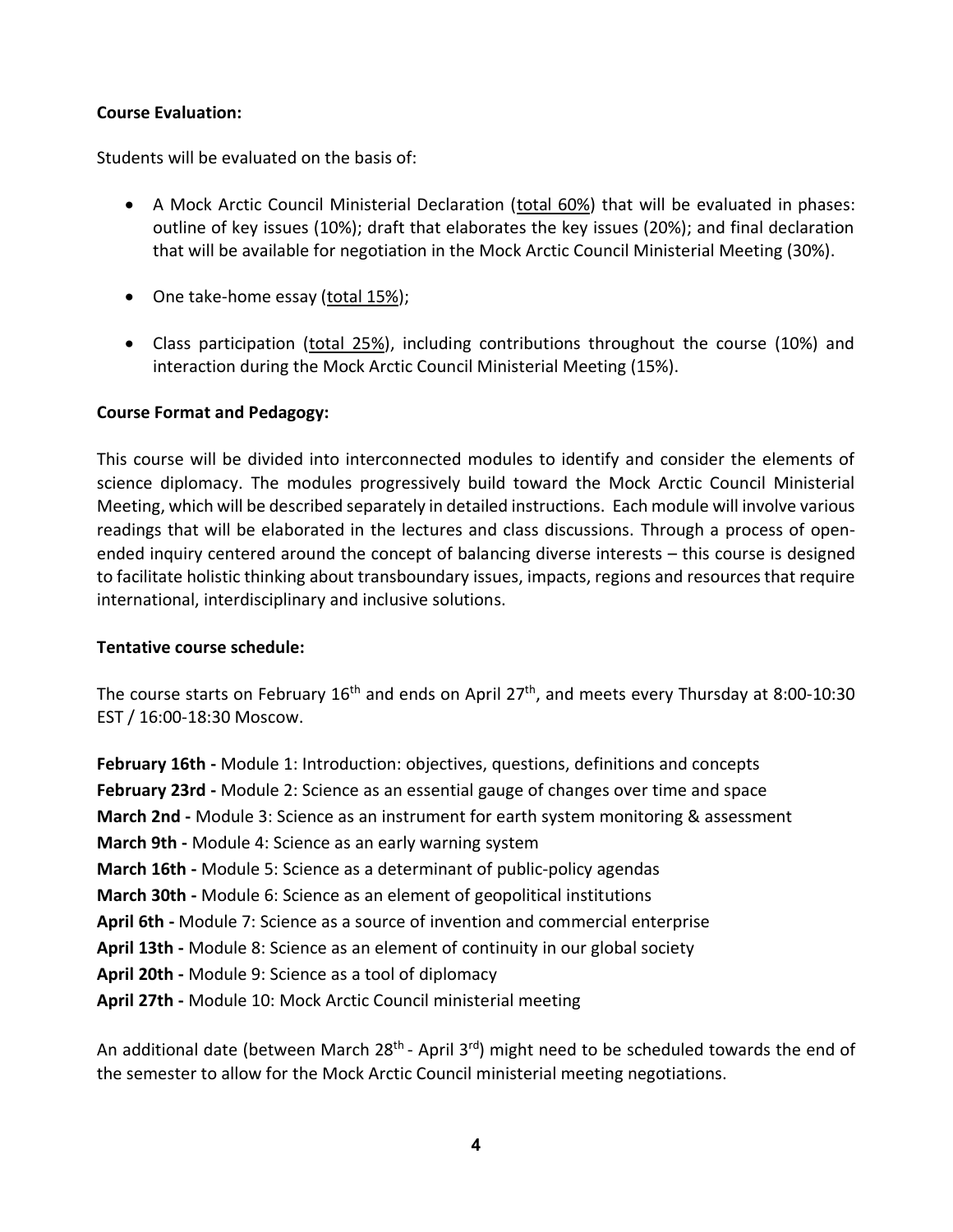**Course Evaluation:**

Students will be evaluated on the basis of:

- A Mock Arctic Council Ministerial Declaration (<u>total 60%</u>) that will be evaluated in phases: outline of key issues (10%); draft that elaborates the key issues (20%); and final declaration that will be available for negotiation in the Mock Arctic Council Ministerial Meeting (30%).

- One take-home essay (<u>total 15%</u>);

- Class participation (<u>total 25%</u>), including contributions throughout the course (10%) and interaction during the Mock Arctic Council Ministerial Meeting (15%).

**Course Format and Pedagogy:**

This course will be divided into interconnected modules to identify and consider the elements of science diplomacy. The modules progressively build toward the Mock Arctic Council Ministerial Meeting, which will be described separately in detailed instructions. Each module will involve various readings that will be elaborated in the lectures and class discussions. Through a process of open-ended inquiry centered around the concept of balancing diverse interests – this course is designed to facilitate holistic thinking about transboundary issues, impacts, regions and resources that require international, interdisciplinary and inclusive solutions.

**Tentative course schedule:**

The course starts on February 16th and ends on April 27th, and meets every Thursday at 8:00-10:30 EST / 16:00-18:30 Moscow.

**February 16th -** Module 1: Introduction: objectives, questions, definitions and concepts
**February 23rd -** Module 2: Science as an essential gauge of changes over time and space
**March 2nd -** Module 3: Science as an instrument for earth system monitoring & assessment
**March 9th -** Module 4: Science as an early warning system
**March 16th -** Module 5: Science as a determinant of public-policy agendas
**March 30th -** Module 6: Science as an element of geopolitical institutions
**April 6th -** Module 7: Science as a source of invention and commercial enterprise
**April 13th -** Module 8: Science as an element of continuity in our global society
**April 20th -** Module 9: Science as a tool of diplomacy
**April 27th -** Module 10: Mock Arctic Council ministerial meeting

An additional date (between March 28th - April 3rd) might need to be scheduled towards the end of the semester to allow for the Mock Arctic Council ministerial meeting negotiations.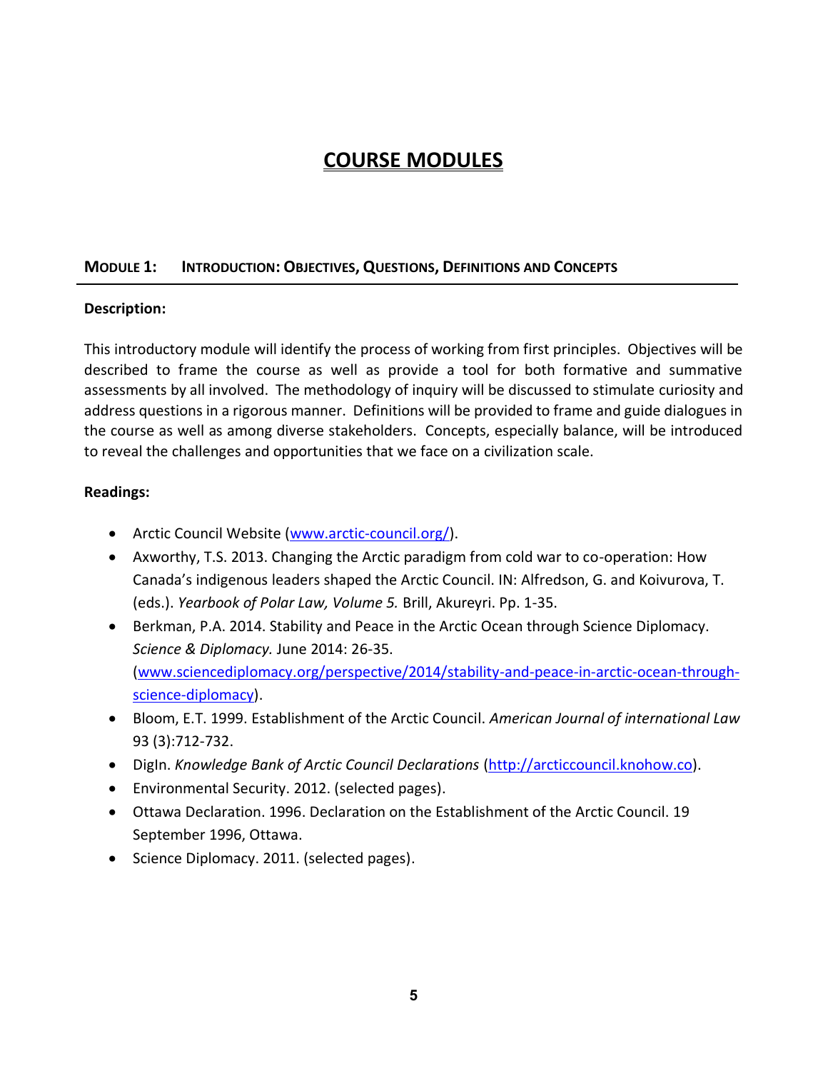# COURSE MODULES

## MODULE 1: INTRODUCTION: OBJECTIVES, QUESTIONS, DEFINITIONS AND CONCEPTS

**Description:**

This introductory module will identify the process of working from first principles. Objectives will be described to frame the course as well as provide a tool for both formative and summative assessments by all involved. The methodology of inquiry will be discussed to stimulate curiosity and address questions in a rigorous manner. Definitions will be provided to frame and guide dialogues in the course as well as among diverse stakeholders. Concepts, especially balance, will be introduced to reveal the challenges and opportunities that we face on a civilization scale.

**Readings:**

- Arctic Council Website (www.arctic-council.org/).
- Axworthy, T.S. 2013. Changing the Arctic paradigm from cold war to co-operation: How Canada's indigenous leaders shaped the Arctic Council. IN: Alfredson, G. and Koivurova, T. (eds.). *Yearbook of Polar Law, Volume 5.* Brill, Akureyri. Pp. 1-35.
- Berkman, P.A. 2014. Stability and Peace in the Arctic Ocean through Science Diplomacy. *Science & Diplomacy.* June 2014: 26-35. (www.sciencediplomacy.org/perspective/2014/stability-and-peace-in-arctic-ocean-through-science-diplomacy).
- Bloom, E.T. 1999. Establishment of the Arctic Council. *American Journal of international Law* 93 (3):712-732.
- DigIn. *Knowledge Bank of Arctic Council Declarations* (http://arcticcouncil.knohow.co).
- Environmental Security. 2012. (selected pages).
- Ottawa Declaration. 1996. Declaration on the Establishment of the Arctic Council. 19 September 1996, Ottawa.
- Science Diplomacy. 2011. (selected pages).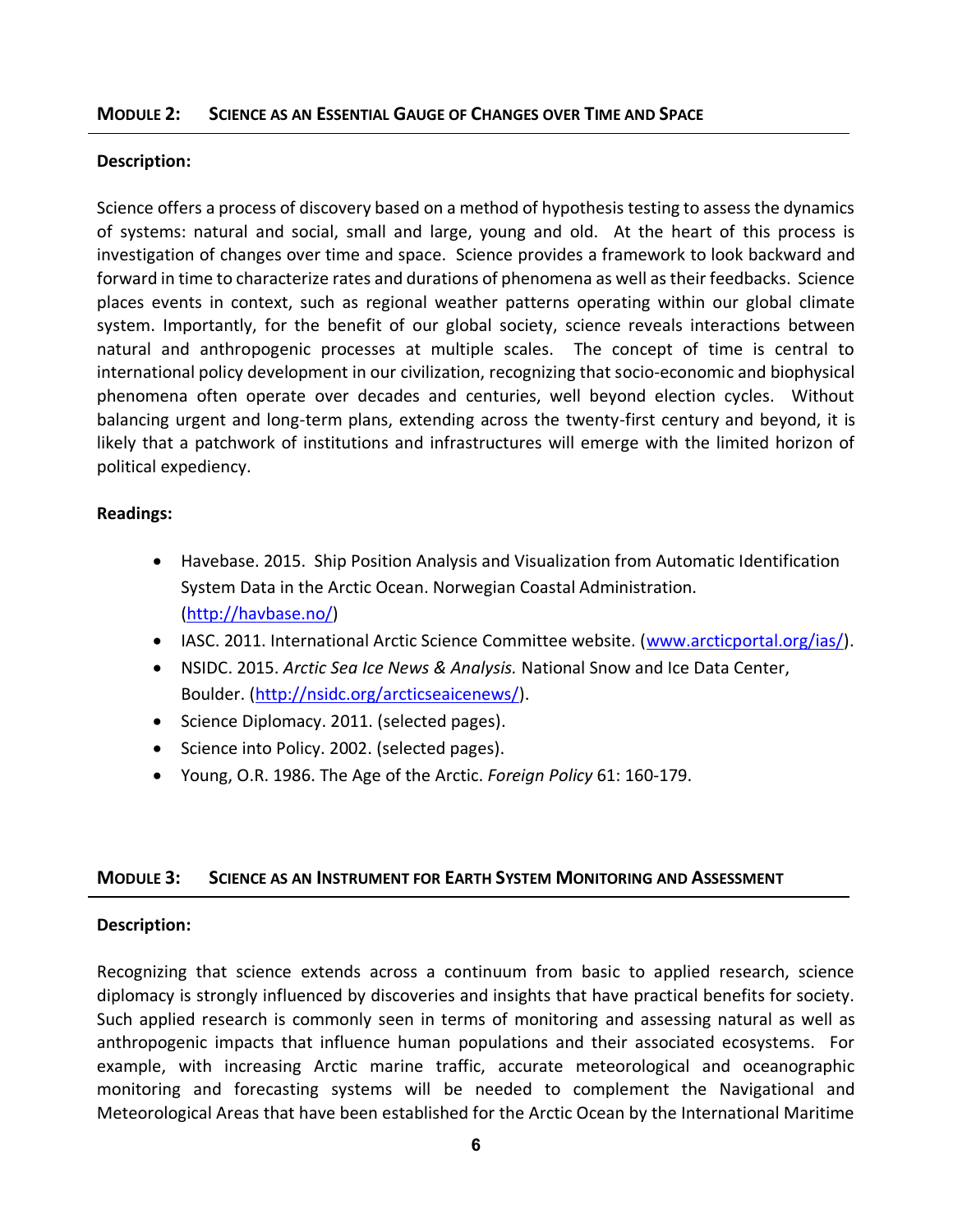## MODULE 2: SCIENCE AS AN ESSENTIAL GAUGE OF CHANGES OVER TIME AND SPACE

**Description:**

Science offers a process of discovery based on a method of hypothesis testing to assess the dynamics of systems: natural and social, small and large, young and old. At the heart of this process is investigation of changes over time and space. Science provides a framework to look backward and forward in time to characterize rates and durations of phenomena as well as their feedbacks. Science places events in context, such as regional weather patterns operating within our global climate system. Importantly, for the benefit of our global society, science reveals interactions between natural and anthropogenic processes at multiple scales. The concept of time is central to international policy development in our civilization, recognizing that socio-economic and biophysical phenomena often operate over decades and centuries, well beyond election cycles. Without balancing urgent and long-term plans, extending across the twenty-first century and beyond, it is likely that a patchwork of institutions and infrastructures will emerge with the limited horizon of political expediency.

**Readings:**

- Havebase. 2015. Ship Position Analysis and Visualization from Automatic Identification System Data in the Arctic Ocean. Norwegian Coastal Administration. (http://havbase.no/)
- IASC. 2011. International Arctic Science Committee website. (www.arcticportal.org/ias/).
- NSIDC. 2015. *Arctic Sea Ice News & Analysis.* National Snow and Ice Data Center, Boulder. (http://nsidc.org/arcticseaicenews/).
- Science Diplomacy. 2011. (selected pages).
- Science into Policy. 2002. (selected pages).
- Young, O.R. 1986. The Age of the Arctic. *Foreign Policy* 61: 160-179.

## MODULE 3: SCIENCE AS AN INSTRUMENT FOR EARTH SYSTEM MONITORING AND ASSESSMENT

**Description:**

Recognizing that science extends across a continuum from basic to applied research, science diplomacy is strongly influenced by discoveries and insights that have practical benefits for society. Such applied research is commonly seen in terms of monitoring and assessing natural as well as anthropogenic impacts that influence human populations and their associated ecosystems. For example, with increasing Arctic marine traffic, accurate meteorological and oceanographic monitoring and forecasting systems will be needed to complement the Navigational and Meteorological Areas that have been established for the Arctic Ocean by the International Maritime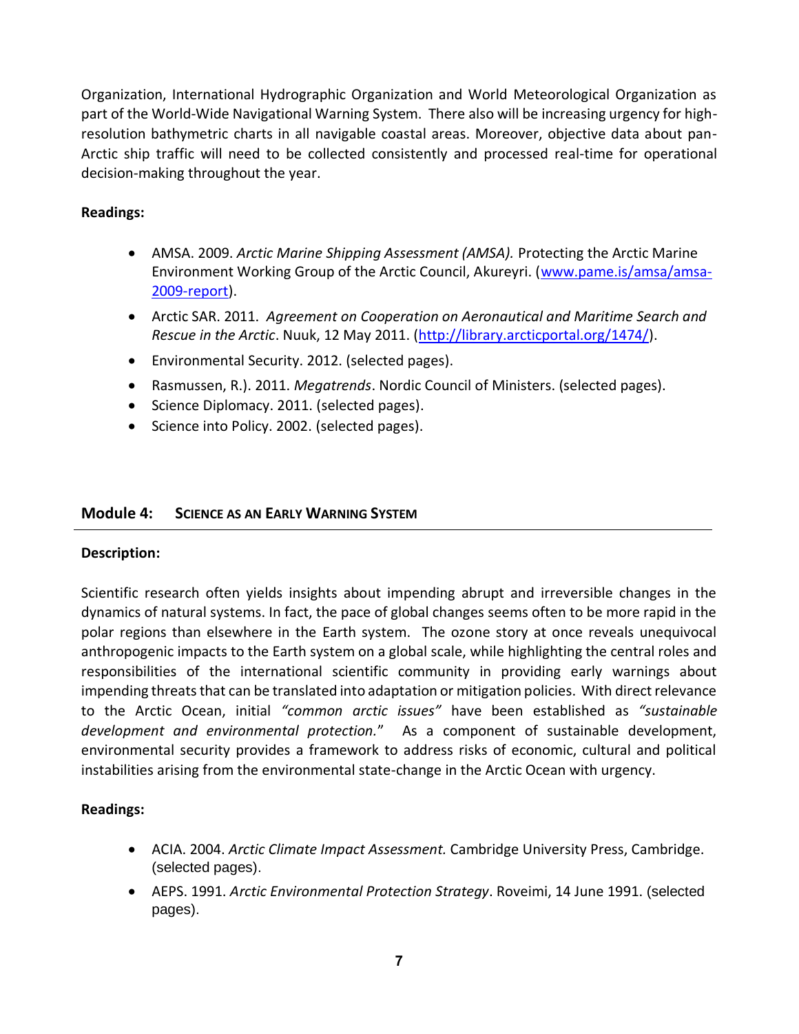Organization, International Hydrographic Organization and World Meteorological Organization as part of the World-Wide Navigational Warning System. There also will be increasing urgency for high-resolution bathymetric charts in all navigable coastal areas. Moreover, objective data about pan-Arctic ship traffic will need to be collected consistently and processed real-time for operational decision-making throughout the year.

**Readings:**

- AMSA. 2009. *Arctic Marine Shipping Assessment (AMSA).* Protecting the Arctic Marine Environment Working Group of the Arctic Council, Akureyri. ([www.pame.is/amsa/amsa-2009-report](www.pame.is/amsa/amsa-2009-report)).
- Arctic SAR. 2011. *Agreement on Cooperation on Aeronautical and Maritime Search and Rescue in the Arctic*. Nuuk, 12 May 2011. ([http://library.arcticportal.org/1474/](http://library.arcticportal.org/1474/)).
- Environmental Security. 2012. (selected pages).
- Rasmussen, R.). 2011. *Megatrends*. Nordic Council of Ministers. (selected pages).
- Science Diplomacy. 2011. (selected pages).
- Science into Policy. 2002. (selected pages).

## Module 4: SCIENCE AS AN EARLY WARNING SYSTEM

**Description:**

Scientific research often yields insights about impending abrupt and irreversible changes in the dynamics of natural systems. In fact, the pace of global changes seems often to be more rapid in the polar regions than elsewhere in the Earth system. The ozone story at once reveals unequivocal anthropogenic impacts to the Earth system on a global scale, while highlighting the central roles and responsibilities of the international scientific community in providing early warnings about impending threats that can be translated into adaptation or mitigation policies. With direct relevance to the Arctic Ocean, initial *"common arctic issues"* have been established as *"sustainable development and environmental protection.*" As a component of sustainable development, environmental security provides a framework to address risks of economic, cultural and political instabilities arising from the environmental state-change in the Arctic Ocean with urgency.

**Readings:**

- ACIA. 2004. *Arctic Climate Impact Assessment.* Cambridge University Press, Cambridge. (selected pages).
- AEPS. 1991. *Arctic Environmental Protection Strategy*. Roveimi, 14 June 1991. (selected pages).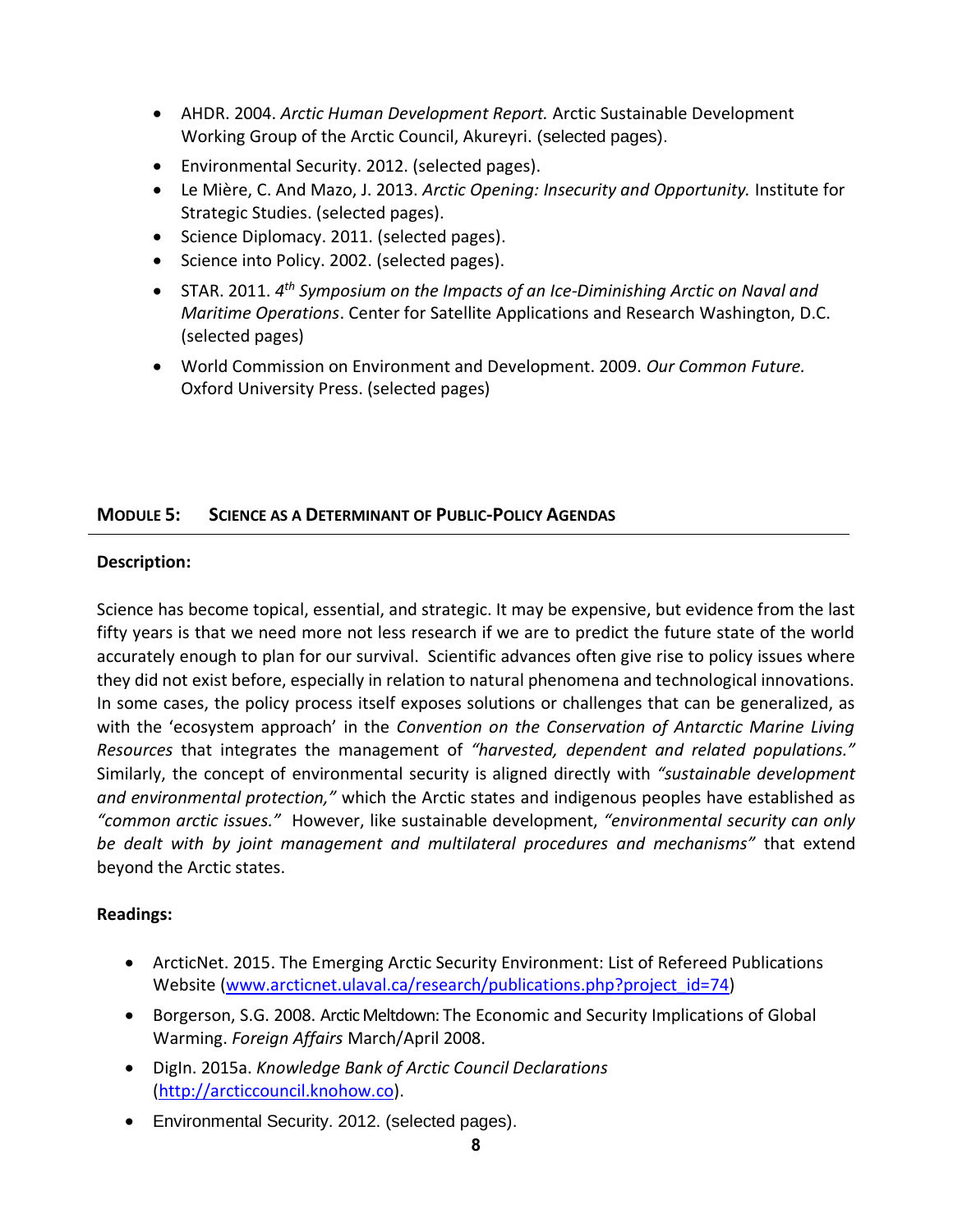- AHDR. 2004. *Arctic Human Development Report.* Arctic Sustainable Development Working Group of the Arctic Council, Akureyri. (selected pages).
- Environmental Security. 2012. (selected pages).
- Le Mière, C. And Mazo, J. 2013. *Arctic Opening: Insecurity and Opportunity.* Institute for Strategic Studies. (selected pages).
- Science Diplomacy. 2011. (selected pages).
- Science into Policy. 2002. (selected pages).
- STAR. 2011. *4th Symposium on the Impacts of an Ice-Diminishing Arctic on Naval and Maritime Operations*. Center for Satellite Applications and Research Washington, D.C. (selected pages)
- World Commission on Environment and Development. 2009. *Our Common Future.* Oxford University Press. (selected pages)

## MODULE 5: SCIENCE AS A DETERMINANT OF PUBLIC-POLICY AGENDAS

**Description:**

Science has become topical, essential, and strategic. It may be expensive, but evidence from the last fifty years is that we need more not less research if we are to predict the future state of the world accurately enough to plan for our survival. Scientific advances often give rise to policy issues where they did not exist before, especially in relation to natural phenomena and technological innovations. In some cases, the policy process itself exposes solutions or challenges that can be generalized, as with the 'ecosystem approach' in the *Convention on the Conservation of Antarctic Marine Living Resources* that integrates the management of *"harvested, dependent and related populations."* Similarly, the concept of environmental security is aligned directly with *"sustainable development and environmental protection,"* which the Arctic states and indigenous peoples have established as *"common arctic issues."* However, like sustainable development, *"environmental security can only be dealt with by joint management and multilateral procedures and mechanisms"* that extend beyond the Arctic states.

**Readings:**

- ArcticNet. 2015. The Emerging Arctic Security Environment: List of Refereed Publications Website ([www.arcticnet.ulaval.ca/research/publications.php?project_id=74](www.arcticnet.ulaval.ca/research/publications.php?project_id=74))
- Borgerson, S.G. 2008. Arctic Meltdown: The Economic and Security Implications of Global Warming. *Foreign Affairs* March/April 2008.
- DigIn. 2015a. *Knowledge Bank of Arctic Council Declarations* ([http://arcticcouncil.knohow.co](http://arcticcouncil.knohow.co)).
- Environmental Security. 2012. (selected pages).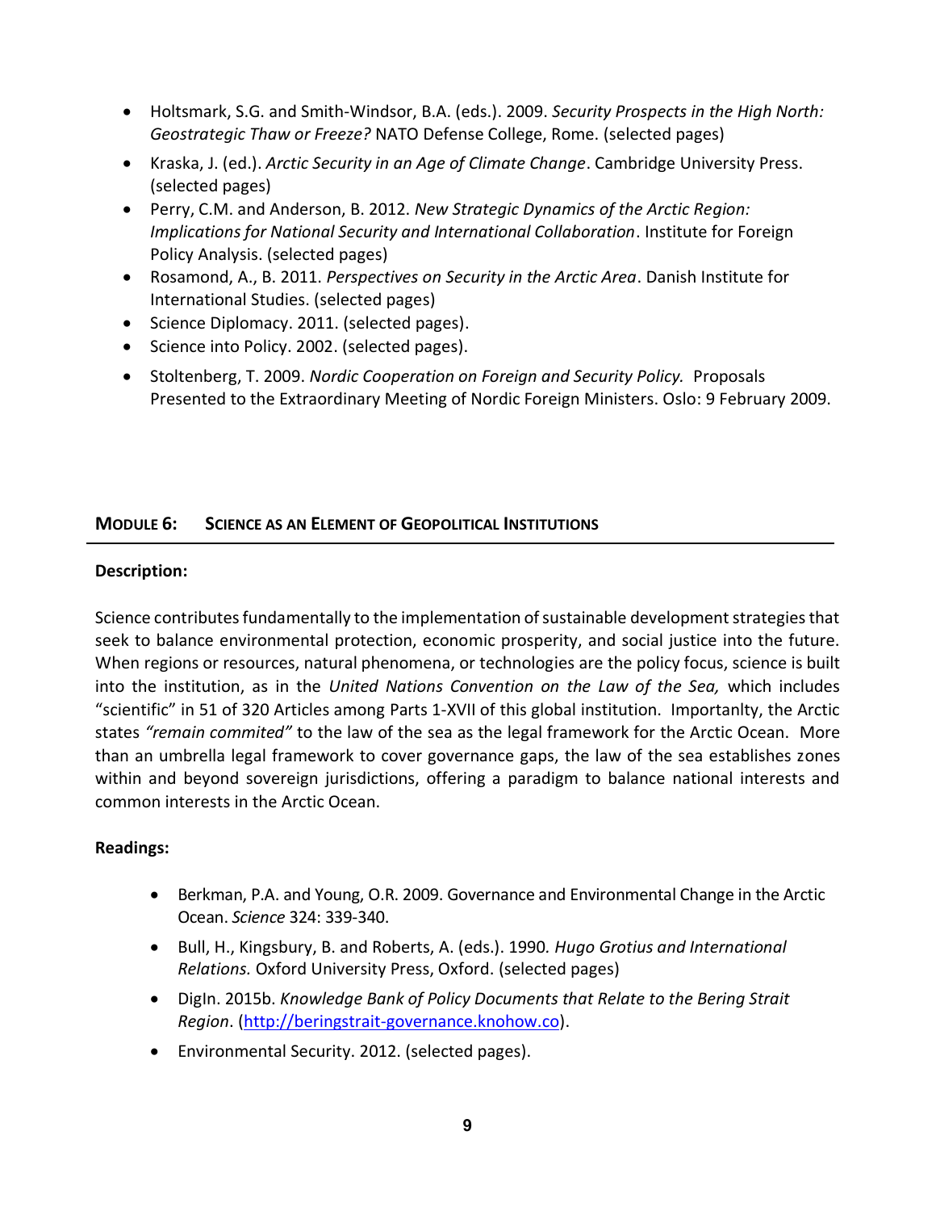- Holtsmark, S.G. and Smith-Windsor, B.A. (eds.). 2009. *Security Prospects in the High North: Geostrategic Thaw or Freeze?* NATO Defense College, Rome. (selected pages)
- Kraska, J. (ed.). *Arctic Security in an Age of Climate Change*. Cambridge University Press. (selected pages)
- Perry, C.M. and Anderson, B. 2012. *New Strategic Dynamics of the Arctic Region: Implications for National Security and International Collaboration*. Institute for Foreign Policy Analysis. (selected pages)
- Rosamond, A., B. 2011. *Perspectives on Security in the Arctic Area*. Danish Institute for International Studies. (selected pages)
- Science Diplomacy. 2011. (selected pages).
- Science into Policy. 2002. (selected pages).
- Stoltenberg, T. 2009. *Nordic Cooperation on Foreign and Security Policy.* Proposals Presented to the Extraordinary Meeting of Nordic Foreign Ministers. Oslo: 9 February 2009.

## MODULE 6: SCIENCE AS AN ELEMENT OF GEOPOLITICAL INSTITUTIONS

**Description:**

Science contributes fundamentally to the implementation of sustainable development strategies that seek to balance environmental protection, economic prosperity, and social justice into the future. When regions or resources, natural phenomena, or technologies are the policy focus, science is built into the institution, as in the *United Nations Convention on the Law of the Sea,* which includes "scientific" in 51 of 320 Articles among Parts 1-XVII of this global institution. Importanlty, the Arctic states *"remain commited"* to the law of the sea as the legal framework for the Arctic Ocean. More than an umbrella legal framework to cover governance gaps, the law of the sea establishes zones within and beyond sovereign jurisdictions, offering a paradigm to balance national interests and common interests in the Arctic Ocean.

**Readings:**

- Berkman, P.A. and Young, O.R. 2009. Governance and Environmental Change in the Arctic Ocean. *Science* 324: 339-340.
- Bull, H., Kingsbury, B. and Roberts, A. (eds.). 1990*. Hugo Grotius and International Relations.* Oxford University Press, Oxford. (selected pages)
- DigIn. 2015b. *Knowledge Bank of Policy Documents that Relate to the Bering Strait Region*. (http://beringstrait-governance.knohow.co).
- Environmental Security. 2012. (selected pages).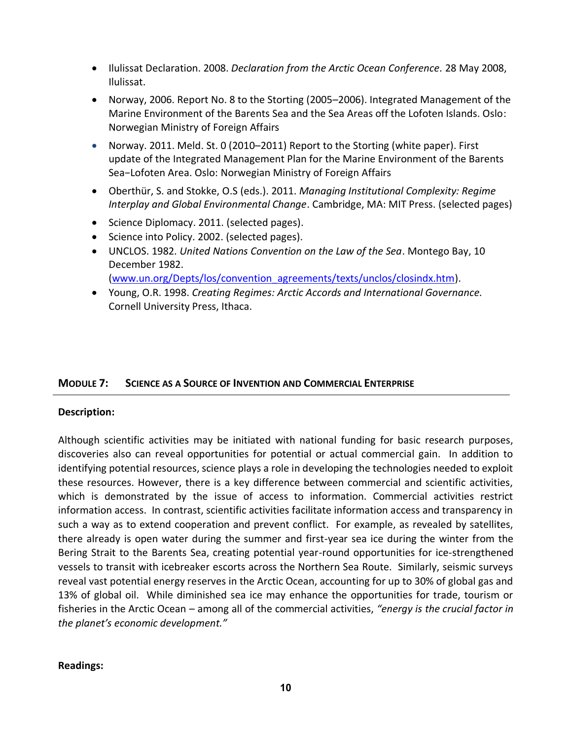- Ilulissat Declaration. 2008. *Declaration from the Arctic Ocean Conference.* 28 May 2008, Ilulissat.
- Norway, 2006. Report No. 8 to the Storting (2005–2006). Integrated Management of the Marine Environment of the Barents Sea and the Sea Areas off the Lofoten Islands. Oslo: Norwegian Ministry of Foreign Affairs
- Norway. 2011. Meld. St. 0 (2010–2011) Report to the Storting (white paper). First update of the Integrated Management Plan for the Marine Environment of the Barents Sea−Lofoten Area. Oslo: Norwegian Ministry of Foreign Affairs
- Oberthür, S. and Stokke, O.S (eds.). 2011. *Managing Institutional Complexity: Regime Interplay and Global Environmental Change*. Cambridge, MA: MIT Press. (selected pages)
- Science Diplomacy. 2011. (selected pages).
- Science into Policy. 2002. (selected pages).
- UNCLOS. 1982. *United Nations Convention on the Law of the Sea*. Montego Bay, 10 December 1982. (www.un.org/Depts/los/convention_agreements/texts/unclos/closindx.htm).
- Young, O.R. 1998. *Creating Regimes: Arctic Accords and International Governance.* Cornell University Press, Ithaca.

## MODULE 7: SCIENCE AS A SOURCE OF INVENTION AND COMMERCIAL ENTERPRISE

**Description:**

Although scientific activities may be initiated with national funding for basic research purposes, discoveries also can reveal opportunities for potential or actual commercial gain. In addition to identifying potential resources, science plays a role in developing the technologies needed to exploit these resources. However, there is a key difference between commercial and scientific activities, which is demonstrated by the issue of access to information. Commercial activities restrict information access. In contrast, scientific activities facilitate information access and transparency in such a way as to extend cooperation and prevent conflict. For example, as revealed by satellites, there already is open water during the summer and first-year sea ice during the winter from the Bering Strait to the Barents Sea, creating potential year-round opportunities for ice-strengthened vessels to transit with icebreaker escorts across the Northern Sea Route. Similarly, seismic surveys reveal vast potential energy reserves in the Arctic Ocean, accounting for up to 30% of global gas and 13% of global oil. While diminished sea ice may enhance the opportunities for trade, tourism or fisheries in the Arctic Ocean – among all of the commercial activities, *"energy is the crucial factor in the planet's economic development."*

**Readings:**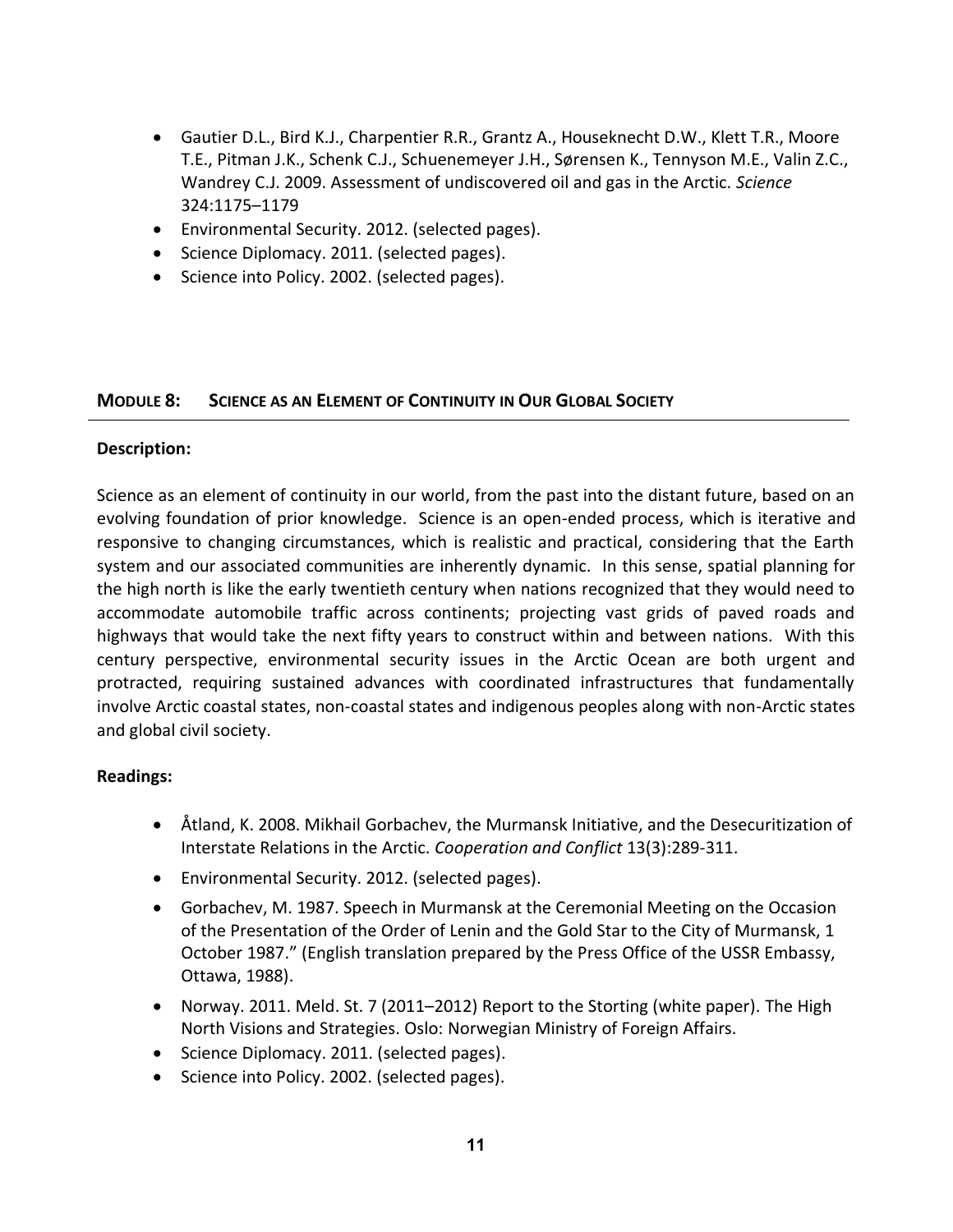- Gautier D.L., Bird K.J., Charpentier R.R., Grantz A., Houseknecht D.W., Klett T.R., Moore T.E., Pitman J.K., Schenk C.J., Schuenemeyer J.H., Sørensen K., Tennyson M.E., Valin Z.C., Wandrey C.J. 2009. Assessment of undiscovered oil and gas in the Arctic. *Science* 324:1175–1179
- Environmental Security. 2012. (selected pages).
- Science Diplomacy. 2011. (selected pages).
- Science into Policy. 2002. (selected pages).

## MODULE 8: SCIENCE AS AN ELEMENT OF CONTINUITY IN OUR GLOBAL SOCIETY

**Description:**

Science as an element of continuity in our world, from the past into the distant future, based on an evolving foundation of prior knowledge. Science is an open-ended process, which is iterative and responsive to changing circumstances, which is realistic and practical, considering that the Earth system and our associated communities are inherently dynamic. In this sense, spatial planning for the high north is like the early twentieth century when nations recognized that they would need to accommodate automobile traffic across continents; projecting vast grids of paved roads and highways that would take the next fifty years to construct within and between nations. With this century perspective, environmental security issues in the Arctic Ocean are both urgent and protracted, requiring sustained advances with coordinated infrastructures that fundamentally involve Arctic coastal states, non-coastal states and indigenous peoples along with non-Arctic states and global civil society.

**Readings:**

- Åtland, K. 2008. Mikhail Gorbachev, the Murmansk Initiative, and the Desecuritization of Interstate Relations in the Arctic. *Cooperation and Conflict* 13(3):289-311.
- Environmental Security. 2012. (selected pages).
- Gorbachev, M. 1987. Speech in Murmansk at the Ceremonial Meeting on the Occasion of the Presentation of the Order of Lenin and the Gold Star to the City of Murmansk, 1 October 1987." (English translation prepared by the Press Office of the USSR Embassy, Ottawa, 1988).
- Norway. 2011. Meld. St. 7 (2011–2012) Report to the Storting (white paper). The High North Visions and Strategies. Oslo: Norwegian Ministry of Foreign Affairs.
- Science Diplomacy. 2011. (selected pages).
- Science into Policy. 2002. (selected pages).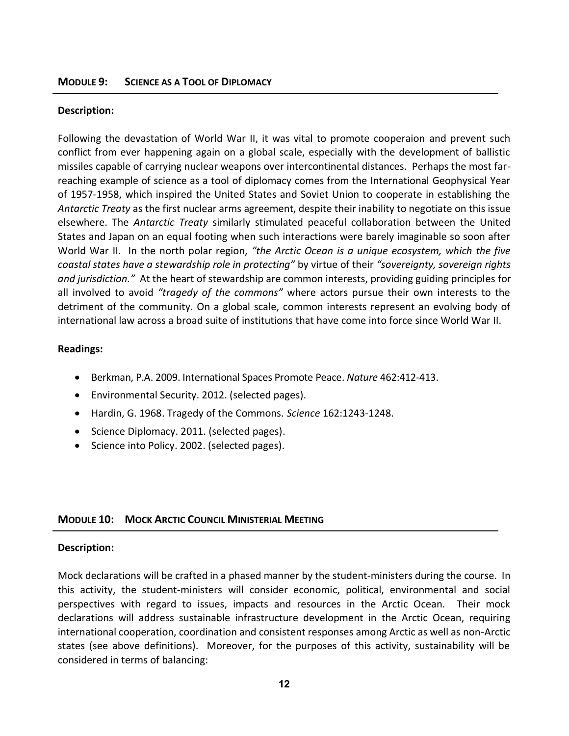## MODULE 9: SCIENCE AS A TOOL OF DIPLOMACY

**Description:**

Following the devastation of World War II, it was vital to promote cooperaion and prevent such conflict from ever happening again on a global scale, especially with the development of ballistic missiles capable of carrying nuclear weapons over intercontinental distances. Perhaps the most far-reaching example of science as a tool of diplomacy comes from the International Geophysical Year of 1957-1958, which inspired the United States and Soviet Union to cooperate in establishing the *Antarctic Treaty* as the first nuclear arms agreement, despite their inability to negotiate on this issue elsewhere. The *Antarctic Treaty* similarly stimulated peaceful collaboration between the United States and Japan on an equal footing when such interactions were barely imaginable so soon after World War II. In the north polar region, *"the Arctic Ocean is a unique ecosystem, which the five coastal states have a stewardship role in protecting"* by virtue of their *"sovereignty, sovereign rights and jurisdiction."* At the heart of stewardship are common interests, providing guiding principles for all involved to avoid *"tragedy of the commons"* where actors pursue their own interests to the detriment of the community. On a global scale, common interests represent an evolving body of international law across a broad suite of institutions that have come into force since World War II.

**Readings:**

- Berkman, P.A. 2009. International Spaces Promote Peace. *Nature* 462:412-413.
- Environmental Security. 2012. (selected pages).
- Hardin, G. 1968. Tragedy of the Commons. *Science* 162:1243-1248.
- Science Diplomacy. 2011. (selected pages).
- Science into Policy. 2002. (selected pages).

## MODULE 10: MOCK ARCTIC COUNCIL MINISTERIAL MEETING

**Description:**

Mock declarations will be crafted in a phased manner by the student-ministers during the course. In this activity, the student-ministers will consider economic, political, environmental and social perspectives with regard to issues, impacts and resources in the Arctic Ocean. Their mock declarations will address sustainable infrastructure development in the Arctic Ocean, requiring international cooperation, coordination and consistent responses among Arctic as well as non-Arctic states (see above definitions). Moreover, for the purposes of this activity, sustainability will be considered in terms of balancing: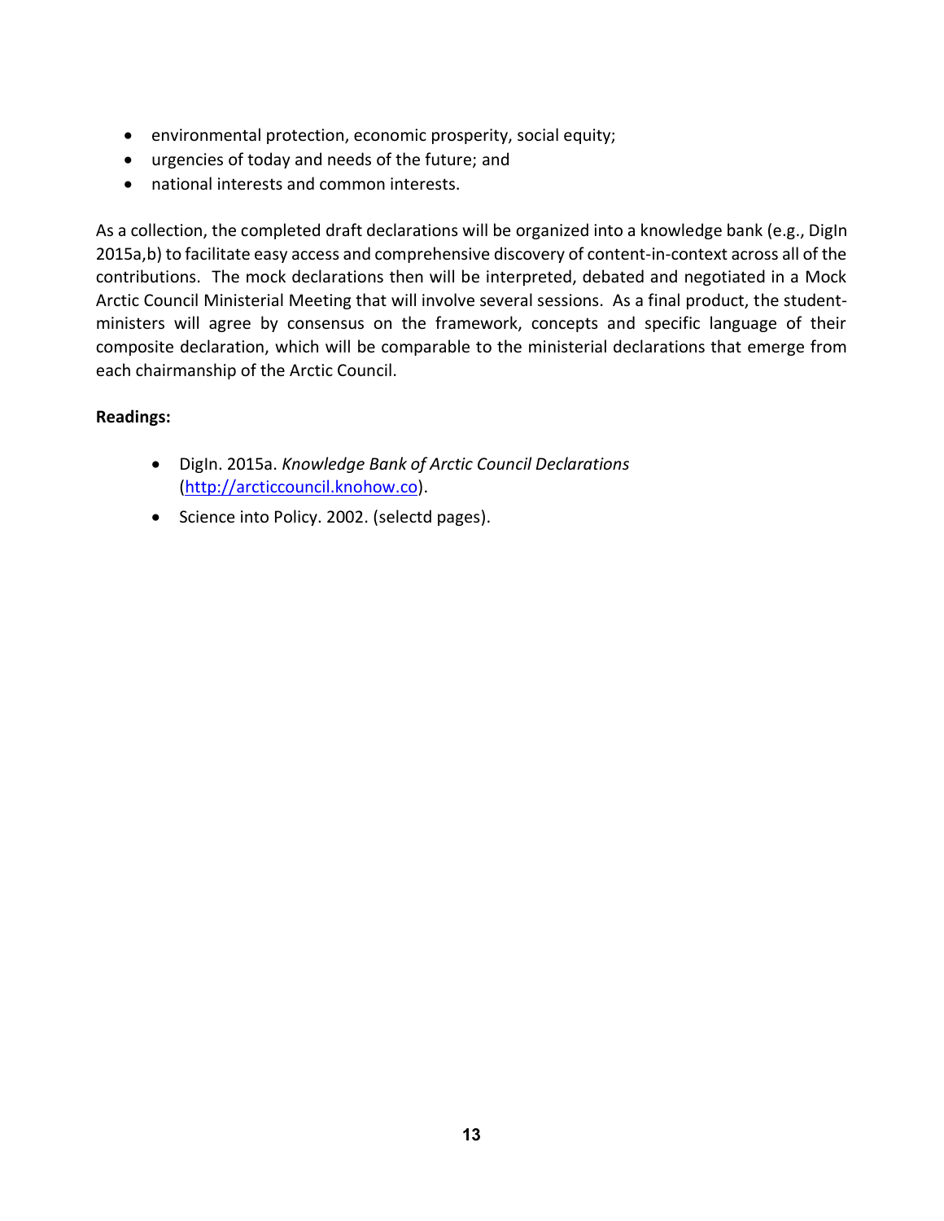- environmental protection, economic prosperity, social equity;
- urgencies of today and needs of the future; and
- national interests and common interests.

As a collection, the completed draft declarations will be organized into a knowledge bank (e.g., DigIn 2015a,b) to facilitate easy access and comprehensive discovery of content-in-context across all of the contributions. The mock declarations then will be interpreted, debated and negotiated in a Mock Arctic Council Ministerial Meeting that will involve several sessions. As a final product, the student-ministers will agree by consensus on the framework, concepts and specific language of their composite declaration, which will be comparable to the ministerial declarations that emerge from each chairmanship of the Arctic Council.

**Readings:**

- DigIn. 2015a. *Knowledge Bank of Arctic Council Declarations* (http://arcticcouncil.knohow.co).
- Science into Policy. 2002. (selectd pages).